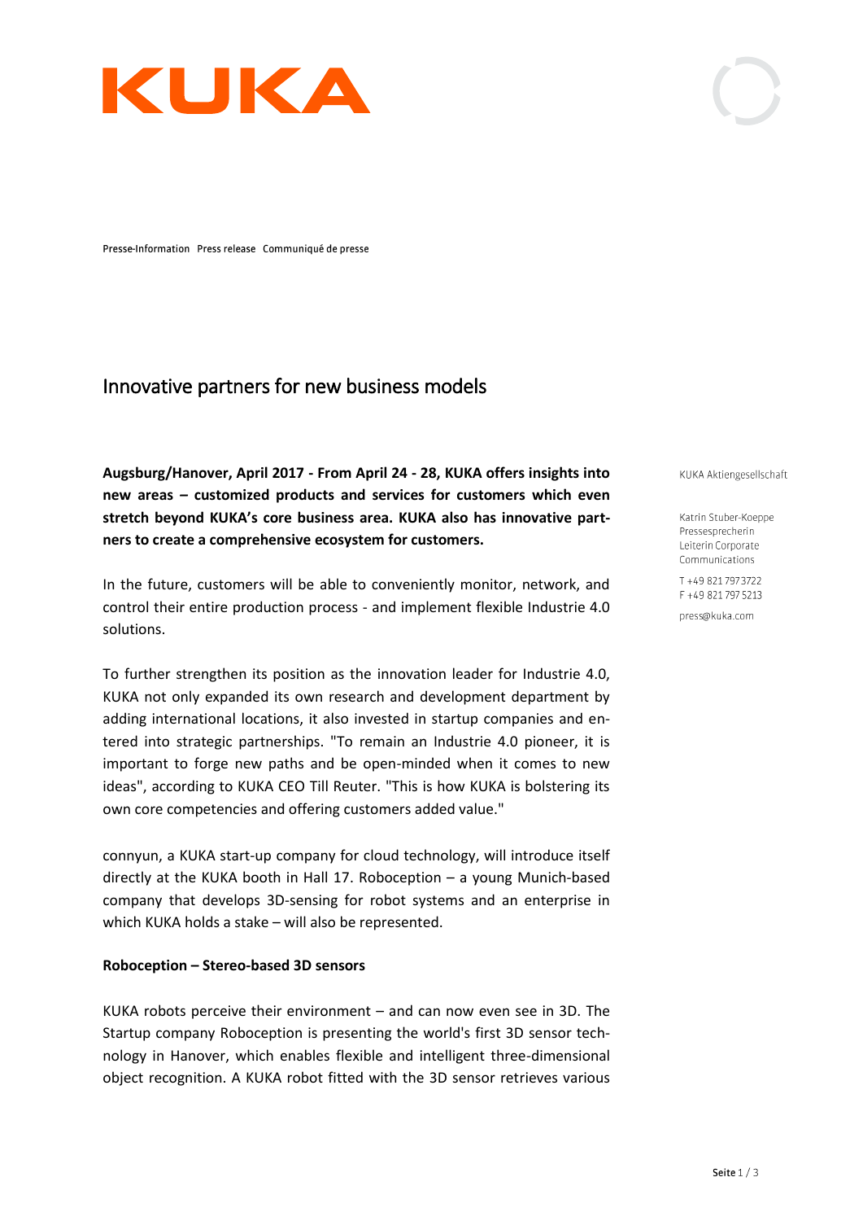KUKA

Presse-Information Press release Communiqué de presse

# Innovative partners for new business models

**Augsburg/Hanover, April 2017 - From April 24 - 28, KUKA offers insights into new areas – customized products and services for customers which even stretch beyond KUKA's core business area. KUKA also has innovative partners to create a comprehensive ecosystem for customers.**

In the future, customers will be able to conveniently monitor, network, and control their entire production process - and implement flexible Industrie 4.0 solutions.

To further strengthen its position as the innovation leader for Industrie 4.0, KUKA not only expanded its own research and development department by adding international locations, it also invested in startup companies and entered into strategic partnerships. "To remain an Industrie 4.0 pioneer, it is important to forge new paths and be open-minded when it comes to new ideas", according to KUKA CEO Till Reuter. "This is how KUKA is bolstering its own core competencies and offering customers added value."

connyun, a KUKA start-up company for cloud technology, will introduce itself directly at the KUKA booth in Hall 17. Roboception – a young Munich-based company that develops 3D-sensing for robot systems and an enterprise in which KUKA holds a stake – will also be represented.

**Roboception – Stereo-based 3D sensors**

KUKA robots perceive their environment – and can now even see in 3D. The Startup company Roboception is presenting the world's first 3D sensor technology in Hanover, which enables flexible and intelligent three-dimensional object recognition. A KUKA robot fitted with the 3D sensor retrieves various

KUKA Aktiengesellschaft

Katrin Stuber-Koeppe
Pressesprecherin
Leiterin Corporate Communications

T +49 821 797 3722
F +49 821 797 5213

press@kuka.com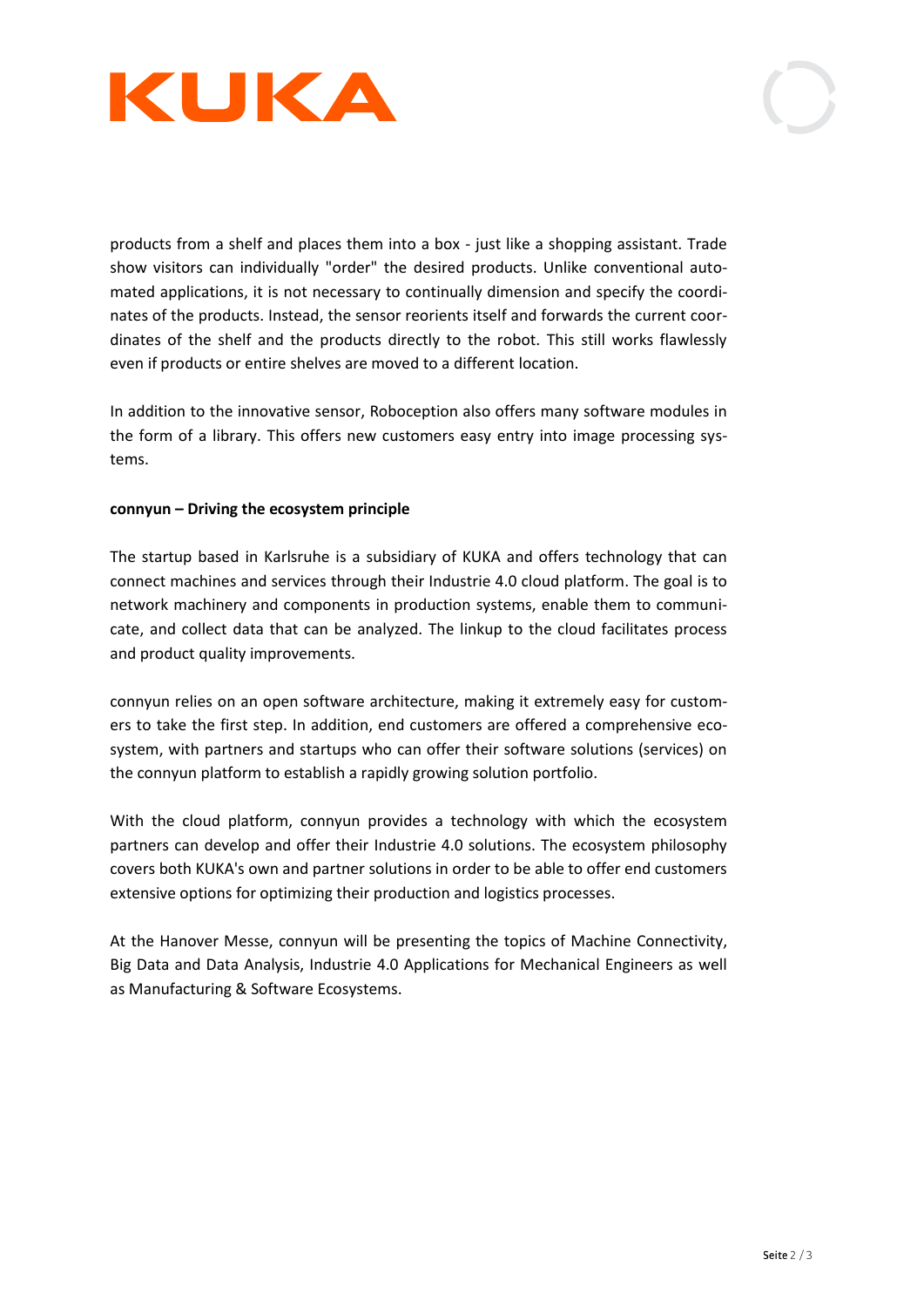products from a shelf and places them into a box - just like a shopping assistant. Trade show visitors can individually "order" the desired products. Unlike conventional automated applications, it is not necessary to continually dimension and specify the coordinates of the products. Instead, the sensor reorients itself and forwards the current coordinates of the shelf and the products directly to the robot. This still works flawlessly even if products or entire shelves are moved to a different location.

In addition to the innovative sensor, Roboception also offers many software modules in the form of a library. This offers new customers easy entry into image processing systems.

**connyun – Driving the ecosystem principle**

The startup based in Karlsruhe is a subsidiary of KUKA and offers technology that can connect machines and services through their Industrie 4.0 cloud platform. The goal is to network machinery and components in production systems, enable them to communicate, and collect data that can be analyzed. The linkup to the cloud facilitates process and product quality improvements.

connyun relies on an open software architecture, making it extremely easy for customers to take the first step. In addition, end customers are offered a comprehensive ecosystem, with partners and startups who can offer their software solutions (services) on the connyun platform to establish a rapidly growing solution portfolio.

With the cloud platform, connyun provides a technology with which the ecosystem partners can develop and offer their Industrie 4.0 solutions. The ecosystem philosophy covers both KUKA's own and partner solutions in order to be able to offer end customers extensive options for optimizing their production and logistics processes.

At the Hanover Messe, connyun will be presenting the topics of Machine Connectivity, Big Data and Data Analysis, Industrie 4.0 Applications for Mechanical Engineers as well as Manufacturing & Software Ecosystems.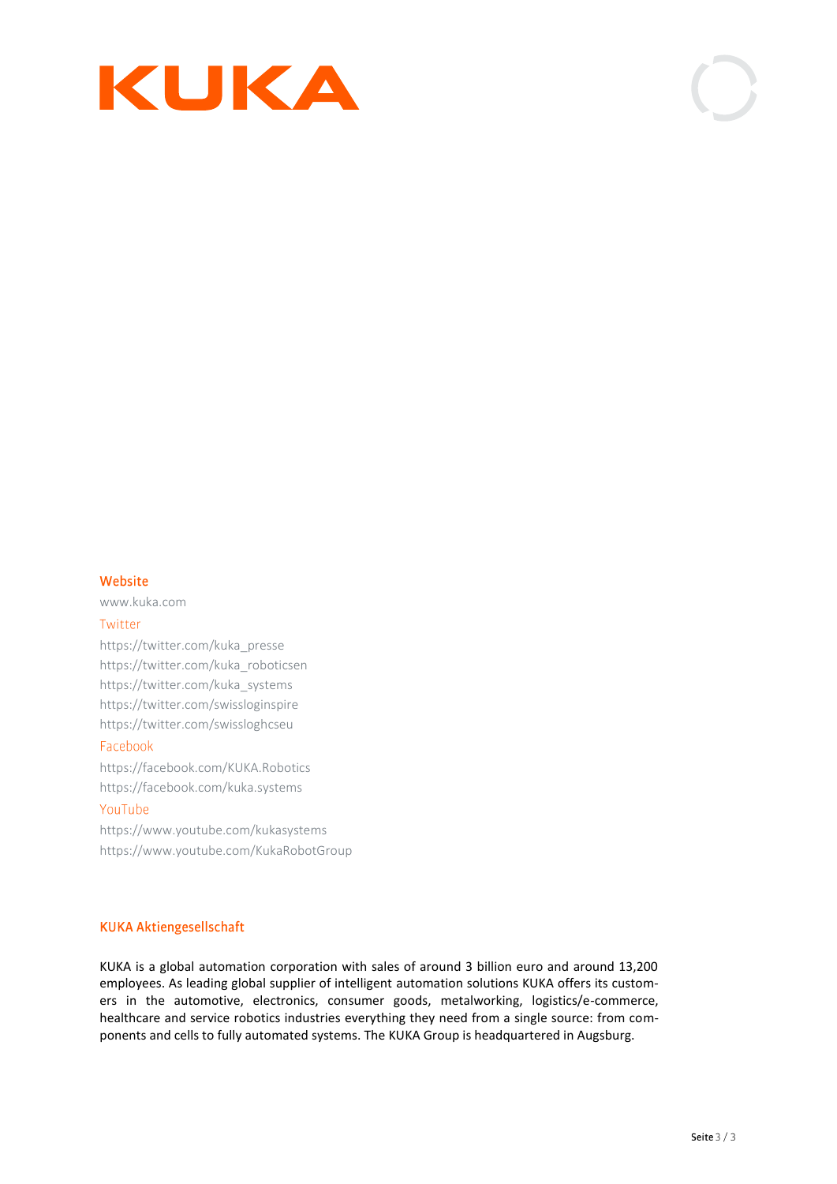**Website**

www.kuka.com

Twitter

https://twitter.com/kuka_presse
https://twitter.com/kuka_roboticsen
https://twitter.com/kuka_systems
https://twitter.com/swissloginspire
https://twitter.com/swissloghcseu

Facebook

https://facebook.com/KUKA.Robotics
https://facebook.com/kuka.systems

YouTube

https://www.youtube.com/kukasystems
https://www.youtube.com/KukaRobotGroup

## KUKA Aktiengesellschaft

KUKA is a global automation corporation with sales of around 3 billion euro and around 13,200 employees. As leading global supplier of intelligent automation solutions KUKA offers its customers in the automotive, electronics, consumer goods, metalworking, logistics/e-commerce, healthcare and service robotics industries everything they need from a single source: from components and cells to fully automated systems. The KUKA Group is headquartered in Augsburg.